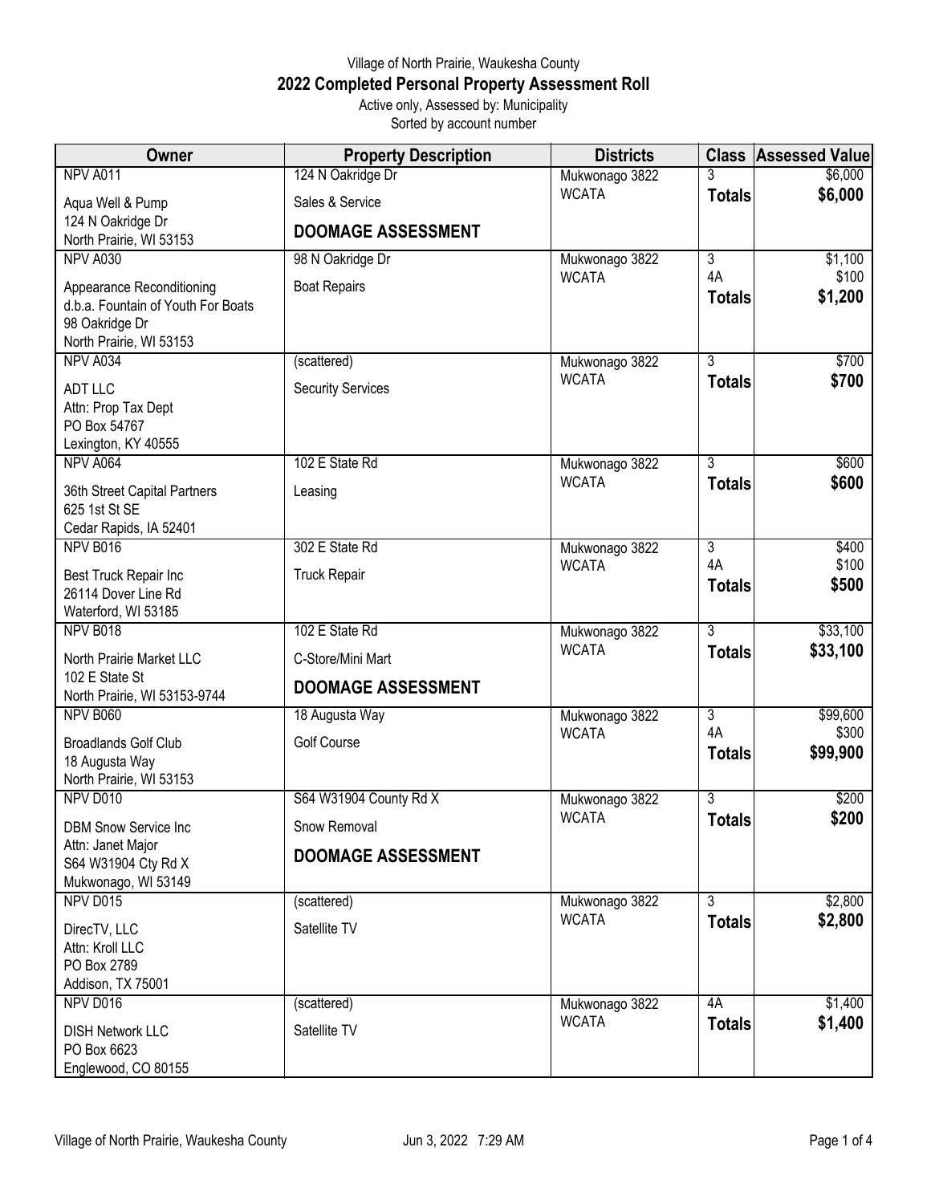Village of North Prairie, Waukesha County

## 2022 Completed Personal Property Assessment Roll

Active only, Assessed by: Municipality

Sorted by account number

| Owner | Property Description | Districts | Class | Assessed Value |
|---|---|---|---|---|
| NPV A011<br>Aqua Well & Pump<br>124 N Oakridge Dr<br>North Prairie, WI 53153 | 124 N Oakridge Dr<br>Sales & Service<br>**DOOMAGE ASSESSMENT** | Mukwonago 3822<br>WCATA | 3<br>**Totals** | $6,000<br>**$6,000** |
| NPV A030<br>Appearance Reconditioning<br>d.b.a. Fountain of Youth For Boats<br>98 Oakridge Dr<br>North Prairie, WI 53153 | 98 N Oakridge Dr<br>Boat Repairs | Mukwonago 3822<br>WCATA | 3<br>4A<br>**Totals** | $1,100<br>$100<br>**$1,200** |
| NPV A034<br>ADT LLC<br>Attn: Prop Tax Dept<br>PO Box 54767<br>Lexington, KY 40555 | (scattered)<br>Security Services | Mukwonago 3822<br>WCATA | 3<br>**Totals** | $700<br>**$700** |
| NPV A064<br>36th Street Capital Partners<br>625 1st St SE<br>Cedar Rapids, IA 52401 | 102 E State Rd<br>Leasing | Mukwonago 3822<br>WCATA | 3<br>**Totals** | $600<br>**$600** |
| NPV B016<br>Best Truck Repair Inc<br>26114 Dover Line Rd<br>Waterford, WI 53185 | 302 E State Rd<br>Truck Repair | Mukwonago 3822<br>WCATA | 3<br>4A<br>**Totals** | $400<br>$100<br>**$500** |
| NPV B018<br>North Prairie Market LLC<br>102 E State St<br>North Prairie, WI 53153-9744 | 102 E State Rd<br>C-Store/Mini Mart<br>**DOOMAGE ASSESSMENT** | Mukwonago 3822<br>WCATA | 3<br>**Totals** | $33,100<br>**$33,100** |
| NPV B060<br>Broadlands Golf Club<br>18 Augusta Way<br>North Prairie, WI 53153 | 18 Augusta Way<br>Golf Course | Mukwonago 3822<br>WCATA | 3<br>4A<br>**Totals** | $99,600<br>$300<br>**$99,900** |
| NPV D010<br>DBM Snow Service Inc<br>Attn: Janet Major<br>S64 W31904 Cty Rd X<br>Mukwonago, WI 53149 | S64 W31904 County Rd X<br>Snow Removal<br>**DOOMAGE ASSESSMENT** | Mukwonago 3822<br>WCATA | 3<br>**Totals** | $200<br>**$200** |
| NPV D015<br>DirecTV, LLC<br>Attn: Kroll LLC<br>PO Box 2789<br>Addison, TX 75001 | (scattered)<br>Satellite TV | Mukwonago 3822<br>WCATA | 3<br>**Totals** | $2,800<br>**$2,800** |
| NPV D016<br>DISH Network LLC<br>PO Box 6623<br>Englewood, CO 80155 | (scattered)<br>Satellite TV | Mukwonago 3822<br>WCATA | 4A<br>**Totals** | $1,400<br>**$1,400** |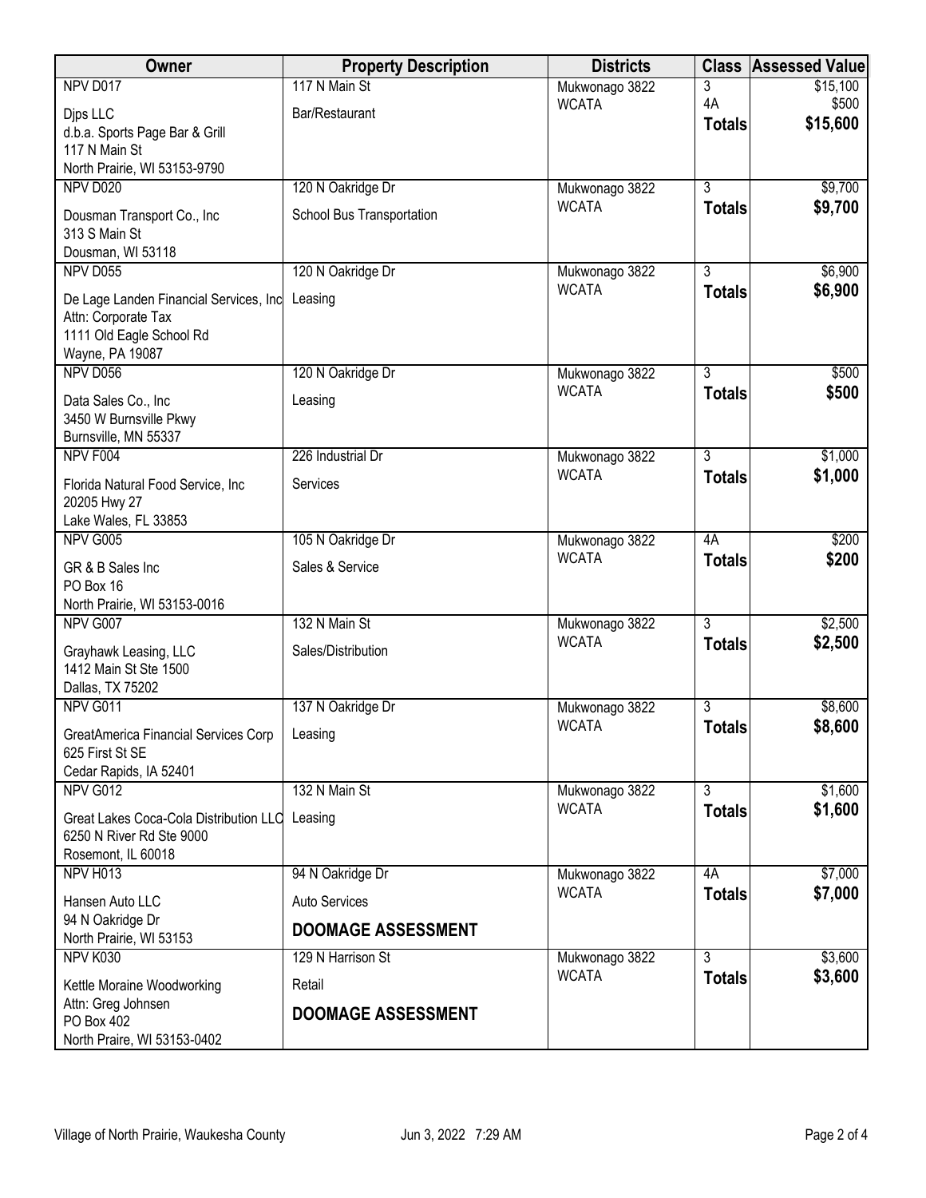| Owner | Property Description | Districts | Class | Assessed Value |
|---|---|---|---|---|
| NPV D017<br>Djps LLC<br>d.b.a. Sports Page Bar & Grill<br>117 N Main St<br>North Prairie, WI 53153-9790 | 117 N Main St<br>Bar/Restaurant | Mukwonago 3822<br>WCATA | 3<br>4A<br>**Totals** | $15,100<br>$500<br>**$15,600** |
| NPV D020<br>Dousman Transport Co., Inc<br>313 S Main St<br>Dousman, WI 53118 | 120 N Oakridge Dr<br>School Bus Transportation | Mukwonago 3822<br>WCATA | 3<br>**Totals** | $9,700<br>**$9,700** |
| NPV D055<br>De Lage Landen Financial Services, Inc<br>Attn: Corporate Tax<br>1111 Old Eagle School Rd<br>Wayne, PA 19087 | 120 N Oakridge Dr<br>Leasing | Mukwonago 3822<br>WCATA | 3<br>**Totals** | $6,900<br>**$6,900** |
| NPV D056<br>Data Sales Co., Inc<br>3450 W Burnsville Pkwy<br>Burnsville, MN 55337 | 120 N Oakridge Dr<br>Leasing | Mukwonago 3822<br>WCATA | 3<br>**Totals** | $500<br>**$500** |
| NPV F004<br>Florida Natural Food Service, Inc<br>20205 Hwy 27<br>Lake Wales, FL 33853 | 226 Industrial Dr<br>Services | Mukwonago 3822<br>WCATA | 3<br>**Totals** | $1,000<br>**$1,000** |
| NPV G005<br>GR & B Sales Inc<br>PO Box 16<br>North Prairie, WI 53153-0016 | 105 N Oakridge Dr<br>Sales & Service | Mukwonago 3822<br>WCATA | 4A<br>**Totals** | $200<br>**$200** |
| NPV G007<br>Grayhawk Leasing, LLC<br>1412 Main St Ste 1500<br>Dallas, TX 75202 | 132 N Main St<br>Sales/Distribution | Mukwonago 3822<br>WCATA | 3<br>**Totals** | $2,500<br>**$2,500** |
| NPV G011<br>GreatAmerica Financial Services Corp<br>625 First St SE<br>Cedar Rapids, IA 52401 | 137 N Oakridge Dr<br>Leasing | Mukwonago 3822<br>WCATA | 3<br>**Totals** | $8,600<br>**$8,600** |
| NPV G012<br>Great Lakes Coca-Cola Distribution LLC<br>6250 N River Rd Ste 9000<br>Rosemont, IL 60018 | 132 N Main St<br>Leasing | Mukwonago 3822<br>WCATA | 3<br>**Totals** | $1,600<br>**$1,600** |
| NPV H013<br>Hansen Auto LLC<br>94 N Oakridge Dr<br>North Prairie, WI 53153 | 94 N Oakridge Dr<br>Auto Services<br>**DOOMAGE ASSESSMENT** | Mukwonago 3822<br>WCATA | 4A<br>**Totals** | $7,000<br>**$7,000** |
| NPV K030<br>Kettle Moraine Woodworking<br>Attn: Greg Johnsen<br>PO Box 402<br>North Praire, WI 53153-0402 | 129 N Harrison St<br>Retail<br>**DOOMAGE ASSESSMENT** | Mukwonago 3822<br>WCATA | 3<br>**Totals** | $3,600<br>**$3,600** |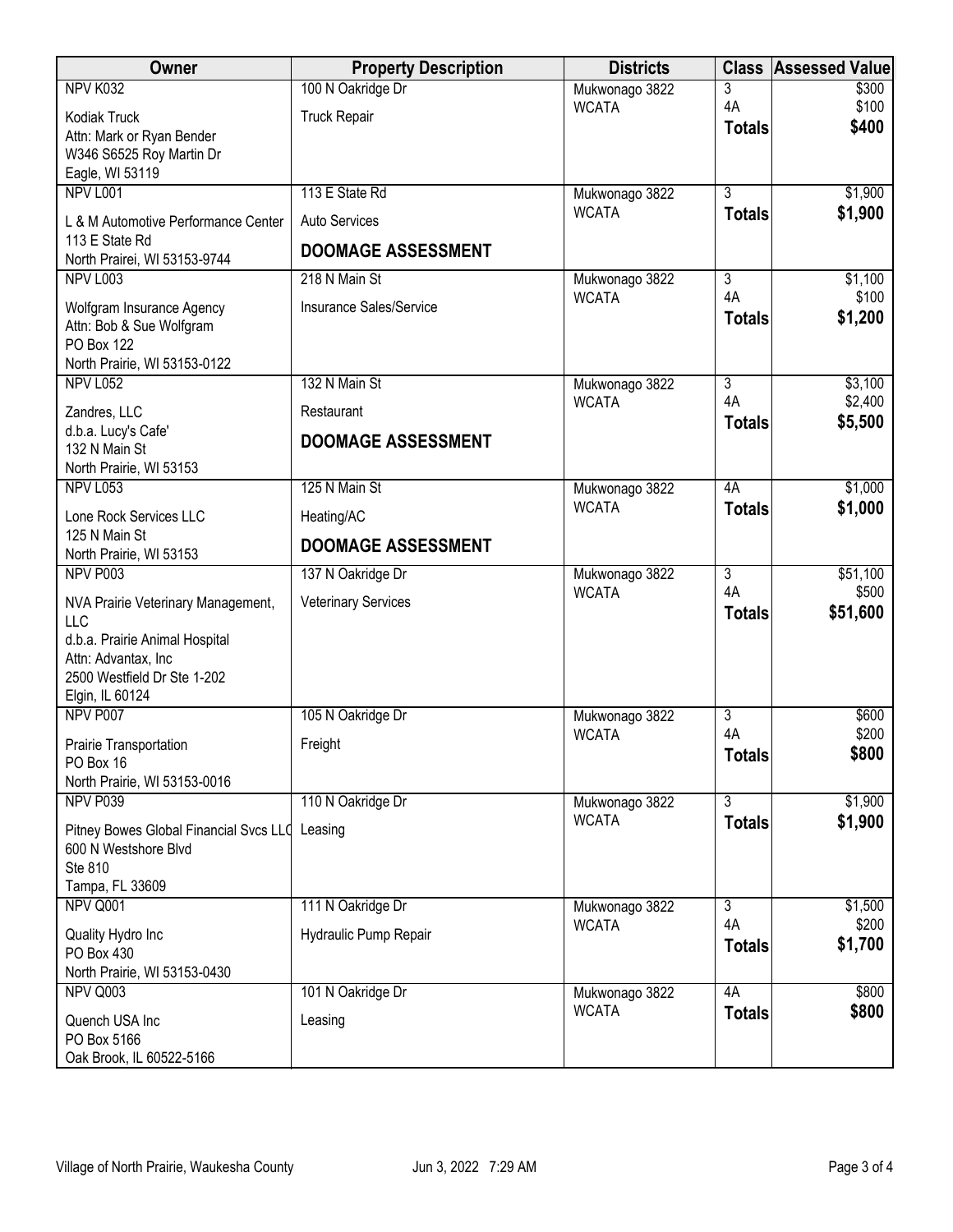| Owner | Property Description | Districts | Class | Assessed Value |
|---|---|---|---|---|
| NPV K032<br>Kodiak Truck<br>Attn: Mark or Ryan Bender<br>W346 S6525 Roy Martin Dr<br>Eagle, WI 53119 | 100 N Oakridge Dr<br>Truck Repair | Mukwonago 3822<br>WCATA | 3<br>4A<br>**Totals** | $300<br>$100<br>**$400** |
| NPV L001<br>L & M Automotive Performance Center<br>113 E State Rd<br>North Prairei, WI 53153-9744 | 113 E State Rd<br>Auto Services<br>**DOOMAGE ASSESSMENT** | Mukwonago 3822<br>WCATA | 3<br>**Totals** | $1,900<br>**$1,900** |
| NPV L003<br>Wolfgram Insurance Agency<br>Attn: Bob & Sue Wolfgram<br>PO Box 122<br>North Prairie, WI 53153-0122 | 218 N Main St<br>Insurance Sales/Service | Mukwonago 3822<br>WCATA | 3<br>4A<br>**Totals** | $1,100<br>$100<br>**$1,200** |
| NPV L052<br>Zandres, LLC<br>d.b.a. Lucy's Cafe'<br>132 N Main St<br>North Prairie, WI 53153 | 132 N Main St<br>Restaurant<br>**DOOMAGE ASSESSMENT** | Mukwonago 3822<br>WCATA | 3<br>4A<br>**Totals** | $3,100<br>$2,400<br>**$5,500** |
| NPV L053<br>Lone Rock Services LLC<br>125 N Main St<br>North Prairie, WI 53153 | 125 N Main St<br>Heating/AC<br>**DOOMAGE ASSESSMENT** | Mukwonago 3822<br>WCATA | 4A<br>**Totals** | $1,000<br>**$1,000** |
| NPV P003<br>NVA Prairie Veterinary Management, LLC<br>d.b.a. Prairie Animal Hospital<br>Attn: Advantax, Inc<br>2500 Westfield Dr Ste 1-202<br>Elgin, IL 60124 | 137 N Oakridge Dr<br>Veterinary Services | Mukwonago 3822<br>WCATA | 3<br>4A<br>**Totals** | $51,100<br>$500<br>**$51,600** |
| NPV P007<br>Prairie Transportation<br>PO Box 16<br>North Prairie, WI 53153-0016 | 105 N Oakridge Dr<br>Freight | Mukwonago 3822<br>WCATA | 3<br>4A<br>**Totals** | $600<br>$200<br>**$800** |
| NPV P039<br>Pitney Bowes Global Financial Svcs LLC<br>600 N Westshore Blvd<br>Ste 810<br>Tampa, FL 33609 | 110 N Oakridge Dr<br>Leasing | Mukwonago 3822<br>WCATA | 3<br>**Totals** | $1,900<br>**$1,900** |
| NPV Q001<br>Quality Hydro Inc<br>PO Box 430<br>North Prairie, WI 53153-0430 | 111 N Oakridge Dr<br>Hydraulic Pump Repair | Mukwonago 3822<br>WCATA | 3<br>4A<br>**Totals** | $1,500<br>$200<br>**$1,700** |
| NPV Q003<br>Quench USA Inc<br>PO Box 5166<br>Oak Brook, IL 60522-5166 | 101 N Oakridge Dr<br>Leasing | Mukwonago 3822<br>WCATA | 4A<br>**Totals** | $800<br>**$800** |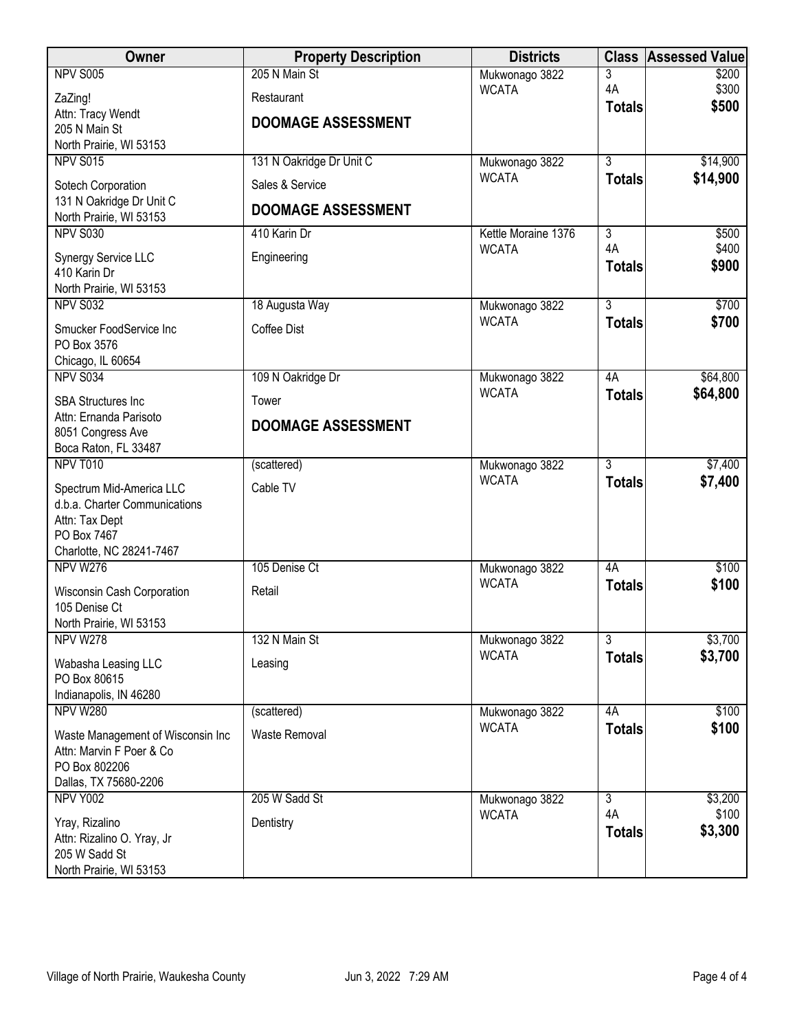| Owner | Property Description | Districts | Class | Assessed Value |
|---|---|---|---|---|
| NPV S005<br>ZaZing!<br>Attn: Tracy Wendt<br>205 N Main St<br>North Prairie, WI 53153 | 205 N Main St<br>Restaurant<br>**DOOMAGE ASSESSMENT** | Mukwonago 3822<br>WCATA | 3<br>4A<br>**Totals** | $200<br>$300<br>**$500** |
| NPV S015<br>Sotech Corporation<br>131 N Oakridge Dr Unit C<br>North Prairie, WI 53153 | 131 N Oakridge Dr Unit C<br>Sales & Service<br>**DOOMAGE ASSESSMENT** | Mukwonago 3822<br>WCATA | 3<br>**Totals** | $14,900<br>**$14,900** |
| NPV S030<br>Synergy Service LLC<br>410 Karin Dr<br>North Prairie, WI 53153 | 410 Karin Dr<br>Engineering | Kettle Moraine 1376<br>WCATA | 3<br>4A<br>**Totals** | $500<br>$400<br>**$900** |
| NPV S032<br>Smucker FoodService Inc<br>PO Box 3576<br>Chicago, IL 60654 | 18 Augusta Way<br>Coffee Dist | Mukwonago 3822<br>WCATA | 3<br>**Totals** | $700<br>**$700** |
| NPV S034<br>SBA Structures Inc<br>Attn: Ernanda Parisoto<br>8051 Congress Ave<br>Boca Raton, FL 33487 | 109 N Oakridge Dr<br>Tower<br>**DOOMAGE ASSESSMENT** | Mukwonago 3822<br>WCATA | 4A<br>**Totals** | $64,800<br>**$64,800** |
| NPV T010<br>Spectrum Mid-America LLC<br>d.b.a. Charter Communications<br>Attn: Tax Dept<br>PO Box 7467<br>Charlotte, NC 28241-7467 | (scattered)<br>Cable TV | Mukwonago 3822<br>WCATA | 3<br>**Totals** | $7,400<br>**$7,400** |
| NPV W276<br>Wisconsin Cash Corporation<br>105 Denise Ct<br>North Prairie, WI 53153 | 105 Denise Ct<br>Retail | Mukwonago 3822<br>WCATA | 4A<br>**Totals** | $100<br>**$100** |
| NPV W278<br>Wabasha Leasing LLC<br>PO Box 80615<br>Indianapolis, IN 46280 | 132 N Main St<br>Leasing | Mukwonago 3822<br>WCATA | 3<br>**Totals** | $3,700<br>**$3,700** |
| NPV W280<br>Waste Management of Wisconsin Inc<br>Attn: Marvin F Poer & Co<br>PO Box 802206<br>Dallas, TX 75680-2206 | (scattered)<br>Waste Removal | Mukwonago 3822<br>WCATA | 4A<br>**Totals** | $100<br>**$100** |
| NPV Y002<br>Yray, Rizalino<br>Attn: Rizalino O. Yray, Jr<br>205 W Sadd St<br>North Prairie, WI 53153 | 205 W Sadd St<br>Dentistry | Mukwonago 3822<br>WCATA | 3<br>4A<br>**Totals** | $3,200<br>$100<br>**$3,300** |

Village of North Prairie, Waukesha County — Jun 3, 2022 7:29 AM